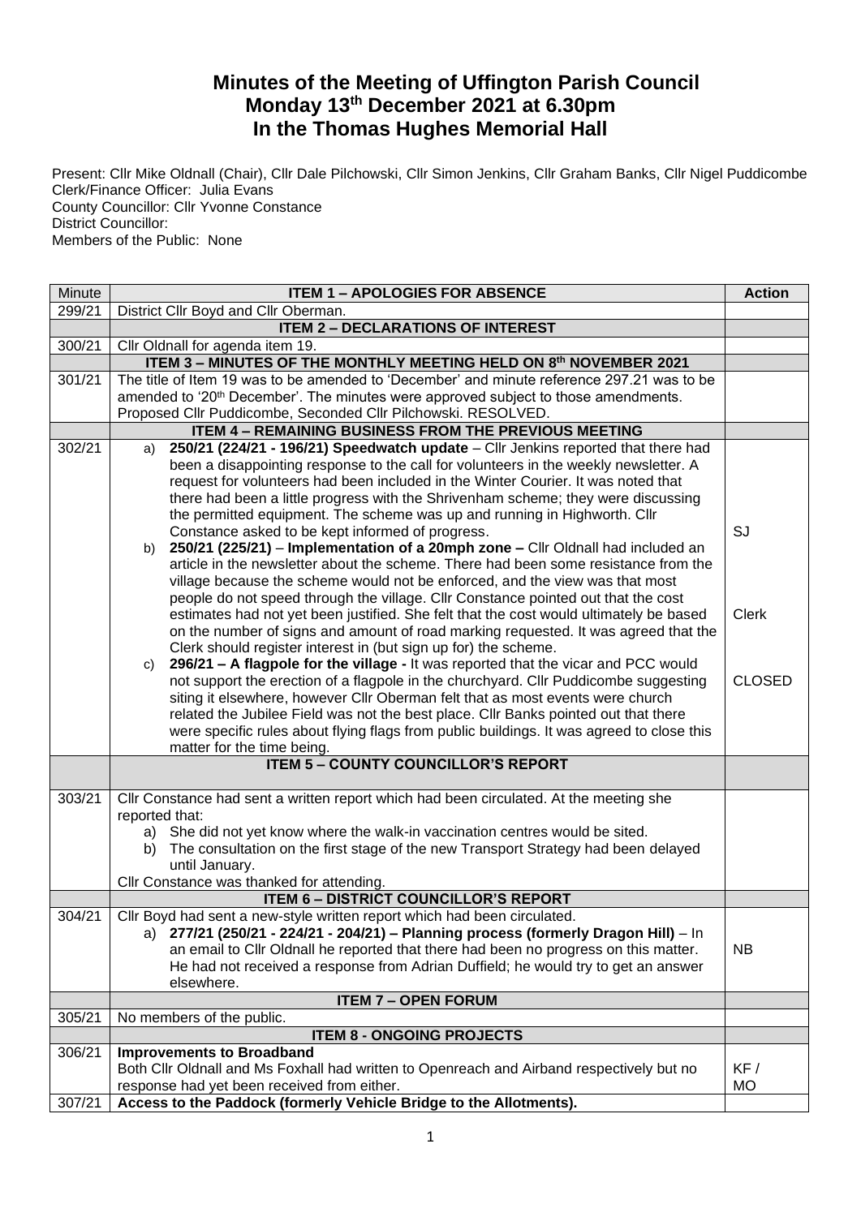# Minutes of the Meeting of Uffington Parish Council
## Monday 13th December 2021 at 6.30pm
## In the Thomas Hughes Memorial Hall

Present: Cllr Mike Oldnall (Chair), Cllr Dale Pilchowski, Cllr Simon Jenkins, Cllr Graham Banks, Cllr Nigel Puddicombe
Clerk/Finance Officer: Julia Evans
County Councillor: Cllr Yvonne Constance
District Councillor:
Members of the Public: None

| Minute | ITEM 1 – APOLOGIES FOR ABSENCE | Action |
|---|---|---|
| 299/21 | District Cllr Boyd and Cllr Oberman. | |
| | **ITEM 2 – DECLARATIONS OF INTEREST** | |
| 300/21 | Cllr Oldnall for agenda item 19. | |
| | **ITEM 3 – MINUTES OF THE MONTHLY MEETING HELD ON 8th NOVEMBER 2021** | |
| 301/21 | The title of Item 19 was to be amended to 'December' and minute reference 297.21 was to be amended to '20th December'. The minutes were approved subject to those amendments. Proposed Cllr Puddicombe, Seconded Cllr Pilchowski. RESOLVED. | |
| | **ITEM 4 – REMAINING BUSINESS FROM THE PREVIOUS MEETING** | |
| 302/21 | a) **250/21 (224/21 - 196/21) Speedwatch update** – Cllr Jenkins reported that there had been a disappointing response to the call for volunteers in the weekly newsletter. A request for volunteers had been included in the Winter Courier. It was noted that there had been a little progress with the Shrivenham scheme; they were discussing the permitted equipment. The scheme was up and running in Highworth. Cllr Constance asked to be kept informed of progress.<br>b) **250/21 (225/21)** – **Implementation of a 20mph zone –** Cllr Oldnall had included an article in the newsletter about the scheme. There had been some resistance from the village because the scheme would not be enforced, and the view was that most people do not speed through the village. Cllr Constance pointed out that the cost estimates had not yet been justified. She felt that the cost would ultimately be based on the number of signs and amount of road marking requested. It was agreed that the Clerk should register interest in (but sign up for) the scheme.<br>c) **296/21 – A flagpole for the village -** It was reported that the vicar and PCC would not support the erection of a flagpole in the churchyard. Cllr Puddicombe suggesting siting it elsewhere, however Cllr Oberman felt that as most events were church related the Jubilee Field was not the best place. Cllr Banks pointed out that there were specific rules about flying flags from public buildings. It was agreed to close this matter for the time being. | SJ<br><br>Clerk<br><br>CLOSED |
| | **ITEM 5 – COUNTY COUNCILLOR'S REPORT** | |
| 303/21 | Cllr Constance had sent a written report which had been circulated. At the meeting she reported that:<br>a) She did not yet know where the walk-in vaccination centres would be sited.<br>b) The consultation on the first stage of the new Transport Strategy had been delayed until January.<br>Cllr Constance was thanked for attending. | |
| | **ITEM 6 – DISTRICT COUNCILLOR'S REPORT** | |
| 304/21 | Cllr Boyd had sent a new-style written report which had been circulated.<br>a) **277/21 (250/21 - 224/21 - 204/21) – Planning process (formerly Dragon Hill)** – In an email to Cllr Oldnall he reported that there had been no progress on this matter. He had not received a response from Adrian Duffield; he would try to get an answer elsewhere. | NB |
| | **ITEM 7 – OPEN FORUM** | |
| 305/21 | No members of the public. | |
| | **ITEM 8 - ONGOING PROJECTS** | |
| 306/21 | **Improvements to Broadband**<br>Both Cllr Oldnall and Ms Foxhall had written to Openreach and Airband respectively but no response had yet been received from either. | KF / MO |
| 307/21 | **Access to the Paddock (formerly Vehicle Bridge to the Allotments).** | |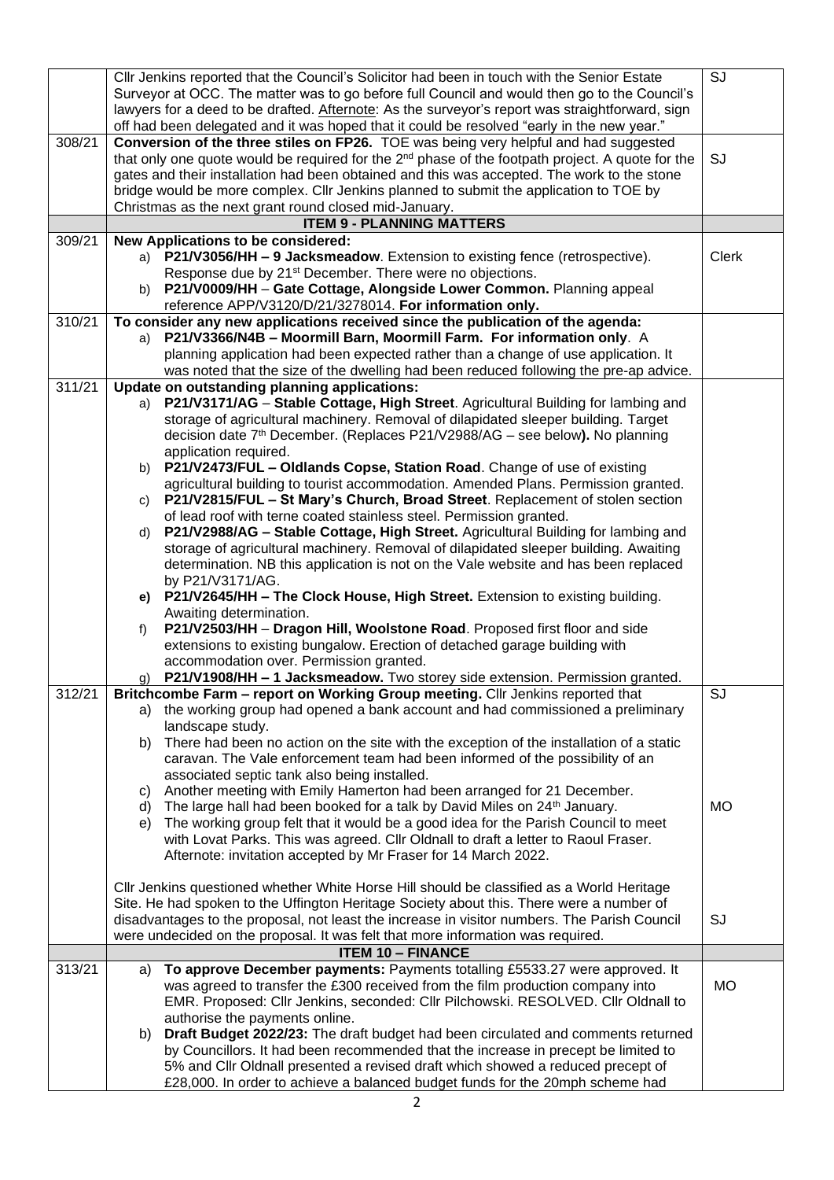| | | |
|---|---|---|
| | Cllr Jenkins reported that the Council's Solicitor had been in touch with the Senior Estate Surveyor at OCC. The matter was to go before full Council and would then go to the Council's lawyers for a deed to be drafted. Afternote: As the surveyor's report was straightforward, sign off had been delegated and it was hoped that it could be resolved "early in the new year." | SJ |
| 308/21 | **Conversion of the three stiles on FP26.** TOE was being very helpful and had suggested that only one quote would be required for the 2nd phase of the footpath project. A quote for the gates and their installation had been obtained and this was accepted. The work to the stone bridge would be more complex. Cllr Jenkins planned to submit the application to TOE by Christmas as the next grant round closed mid-January. | SJ |
| | **ITEM 9 - PLANNING MATTERS** | |
| 309/21 | **New Applications to be considered:**<br>a) **P21/V3056/HH – 9 Jacksmeadow**. Extension to existing fence (retrospective). Response due by 21st December. There were no objections.<br>b) **P21/V0009/HH** – **Gate Cottage, Alongside Lower Common.** Planning appeal reference APP/V3120/D/21/3278014. **For information only.** | Clerk |
| 310/21 | **To consider any new applications received since the publication of the agenda:**<br>a) **P21/V3366/N4B – Moormill Barn, Moormill Farm. For information only**. A planning application had been expected rather than a change of use application. It was noted that the size of the dwelling had been reduced following the pre-ap advice. | |
| 311/21 | **Update on outstanding planning applications:**<br>a) **P21/V3171/AG** – **Stable Cottage, High Street**. Agricultural Building for lambing and storage of agricultural machinery. Removal of dilapidated sleeper building. Target decision date 7th December. (Replaces P21/V2988/AG – see below**).** No planning application required.<br>b) **P21/V2473/FUL – Oldlands Copse, Station Road**. Change of use of existing agricultural building to tourist accommodation. Amended Plans. Permission granted.<br>c) **P21/V2815/FUL – St Mary's Church, Broad Street**. Replacement of stolen section of lead roof with terne coated stainless steel. Permission granted.<br>d) **P21/V2988/AG – Stable Cottage, High Street.** Agricultural Building for lambing and storage of agricultural machinery. Removal of dilapidated sleeper building. Awaiting determination. NB this application is not on the Vale website and has been replaced by P21/V3171/AG.<br>**e) P21/V2645/HH – The Clock House, High Street.** Extension to existing building. Awaiting determination.<br>f) **P21/V2503/HH** – **Dragon Hill, Woolstone Road**. Proposed first floor and side extensions to existing bungalow. Erection of detached garage building with accommodation over. Permission granted.<br>g) **P21/V1908/HH – 1 Jacksmeadow.** Two storey side extension. Permission granted. | |
| 312/21 | **Britchcombe Farm – report on Working Group meeting.** Cllr Jenkins reported that<br>a) the working group had opened a bank account and had commissioned a preliminary landscape study.<br>b) There had been no action on the site with the exception of the installation of a static caravan. The Vale enforcement team had been informed of the possibility of an associated septic tank also being installed.<br>c) Another meeting with Emily Hamerton had been arranged for 21 December.<br>d) The large hall had been booked for a talk by David Miles on 24th January.<br>e) The working group felt that it would be a good idea for the Parish Council to meet with Lovat Parks. This was agreed. Cllr Oldnall to draft a letter to Raoul Fraser. Afternote: invitation accepted by Mr Fraser for 14 March 2022.<br><br>Cllr Jenkins questioned whether White Horse Hill should be classified as a World Heritage Site. He had spoken to the Uffington Heritage Society about this. There were a number of disadvantages to the proposal, not least the increase in visitor numbers. The Parish Council were undecided on the proposal. It was felt that more information was required. | SJ<br><br><br><br><br><br>MO<br><br><br><br><br><br>SJ |
| | **ITEM 10 – FINANCE** | |
| 313/21 | a) **To approve December payments:** Payments totalling £5533.27 were approved. It was agreed to transfer the £300 received from the film production company into EMR. Proposed: Cllr Jenkins, seconded: Cllr Pilchowski. RESOLVED. Cllr Oldnall to authorise the payments online.<br>b) **Draft Budget 2022/23:** The draft budget had been circulated and comments returned by Councillors. It had been recommended that the increase in precept be limited to 5% and Cllr Oldnall presented a revised draft which showed a reduced precept of £28,000. In order to achieve a balanced budget funds for the 20mph scheme had | MO |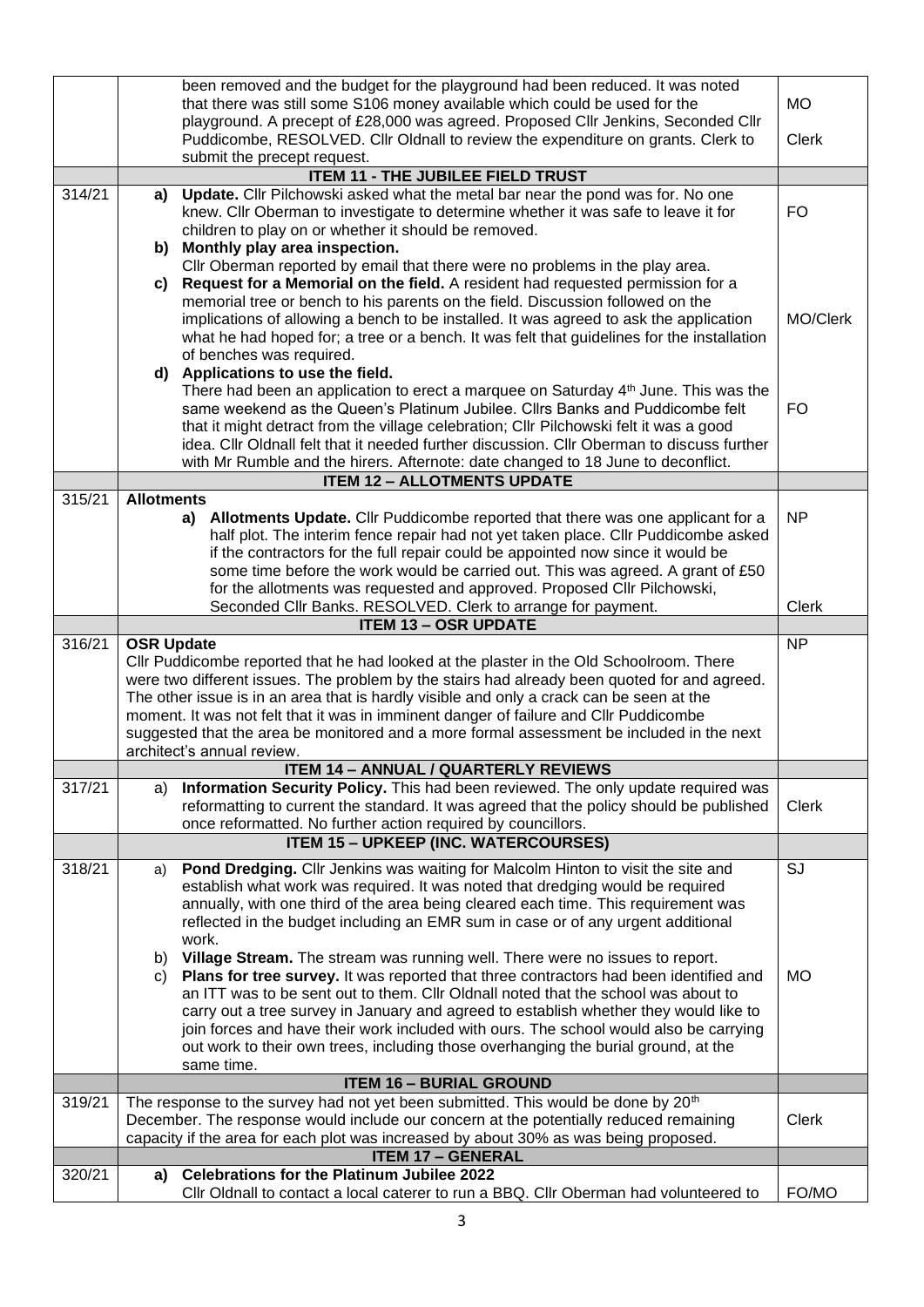| | | |
|---|---|---|
| | been removed and the budget for the playground had been reduced. It was noted that there was still some S106 money available which could be used for the playground. A precept of £28,000 was agreed. Proposed Cllr Jenkins, Seconded Cllr Puddicombe, RESOLVED. Cllr Oldnall to review the expenditure on grants. Clerk to submit the precept request. | MO<br><br>Clerk |
| | **ITEM 11 - THE JUBILEE FIELD TRUST** | |
| 314/21 | **a) Update.** Cllr Pilchowski asked what the metal bar near the pond was for. No one knew. Cllr Oberman to investigate to determine whether it was safe to leave it for children to play on or whether it should be removed.<br>**b) Monthly play area inspection.**<br>Cllr Oberman reported by email that there were no problems in the play area.<br>**c) Request for a Memorial on the field.** A resident had requested permission for a memorial tree or bench to his parents on the field. Discussion followed on the implications of allowing a bench to be installed. It was agreed to ask the application what he had hoped for; a tree or a bench. It was felt that guidelines for the installation of benches was required.<br>**d) Applications to use the field.**<br>There had been an application to erect a marquee on Saturday 4th June. This was the same weekend as the Queen's Platinum Jubilee. Cllrs Banks and Puddicombe felt that it might detract from the village celebration; Cllr Pilchowski felt it was a good idea. Cllr Oldnall felt that it needed further discussion. Cllr Oberman to discuss further with Mr Rumble and the hirers. Afternote: date changed to 18 June to deconflict. | FO<br><br>MO/Clerk<br><br>FO |
| | **ITEM 12 – ALLOTMENTS UPDATE** | |
| 315/21 | **Allotments**<br>**a) Allotments Update.** Cllr Puddicombe reported that there was one applicant for a half plot. The interim fence repair had not yet taken place. Cllr Puddicombe asked if the contractors for the full repair could be appointed now since it would be some time before the work would be carried out. This was agreed. A grant of £50 for the allotments was requested and approved. Proposed Cllr Pilchowski, Seconded Cllr Banks. RESOLVED. Clerk to arrange for payment. | NP<br><br>Clerk |
| | **ITEM 13 – OSR UPDATE** | |
| 316/21 | **OSR Update**<br>Cllr Puddicombe reported that he had looked at the plaster in the Old Schoolroom. There were two different issues. The problem by the stairs had already been quoted for and agreed. The other issue is in an area that is hardly visible and only a crack can be seen at the moment. It was not felt that it was in imminent danger of failure and Cllr Puddicombe suggested that the area be monitored and a more formal assessment be included in the next architect's annual review. | NP |
| | **ITEM 14 – ANNUAL / QUARTERLY REVIEWS** | |
| 317/21 | a) **Information Security Policy.** This had been reviewed. The only update required was reformatting to current the standard. It was agreed that the policy should be published once reformatted. No further action required by councillors. | Clerk |
| | **ITEM 15 – UPKEEP (INC. WATERCOURSES)** | |
| 318/21 | a) **Pond Dredging.** Cllr Jenkins was waiting for Malcolm Hinton to visit the site and establish what work was required. It was noted that dredging would be required annually, with one third of the area being cleared each time. This requirement was reflected in the budget including an EMR sum in case or of any urgent additional work.<br>b) **Village Stream.** The stream was running well. There were no issues to report.<br>c) **Plans for tree survey.** It was reported that three contractors had been identified and an ITT was to be sent out to them. Cllr Oldnall noted that the school was about to carry out a tree survey in January and agreed to establish whether they would like to join forces and have their work included with ours. The school would also be carrying out work to their own trees, including those overhanging the burial ground, at the same time. | SJ<br><br>MO |
| | **ITEM 16 – BURIAL GROUND** | |
| 319/21 | The response to the survey had not yet been submitted. This would be done by 20th December. The response would include our concern at the potentially reduced remaining capacity if the area for each plot was increased by about 30% as was being proposed. | Clerk |
| | **ITEM 17 – GENERAL** | |
| 320/21 | **a) Celebrations for the Platinum Jubilee 2022**<br>Cllr Oldnall to contact a local caterer to run a BBQ. Cllr Oberman had volunteered to | FO/MO |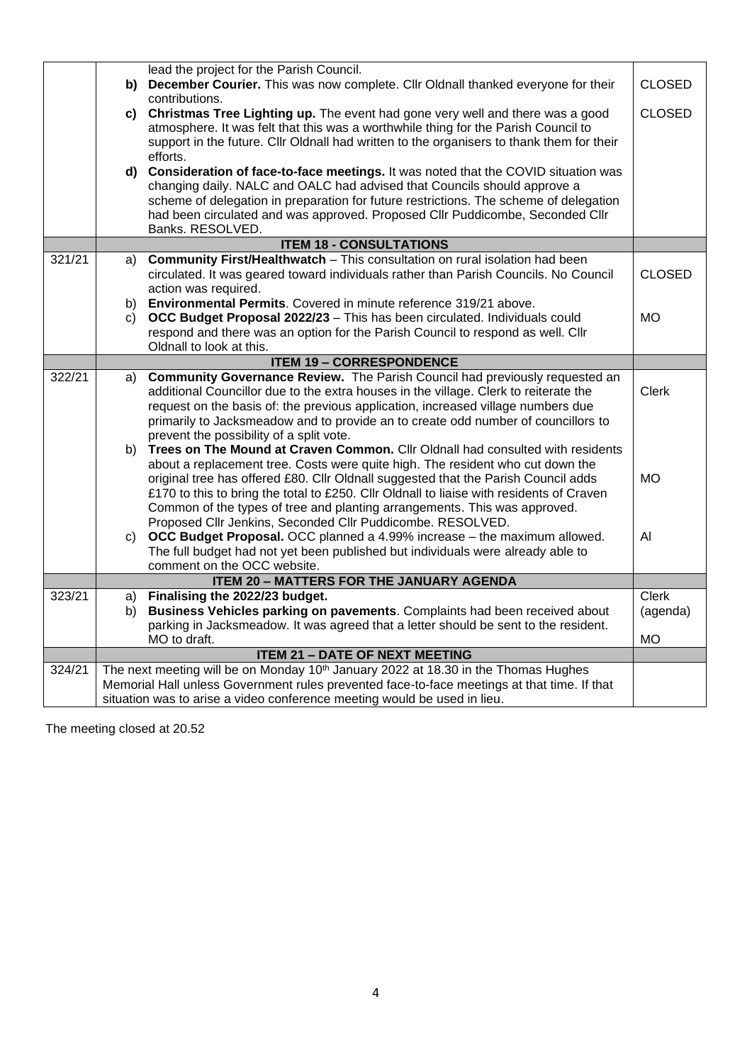| | | |
|---|---|---|
| | lead the project for the Parish Council.<br>**b) December Courier.** This was now complete. Cllr Oldnall thanked everyone for their contributions.<br>**c) Christmas Tree Lighting up.** The event had gone very well and there was a good atmosphere. It was felt that this was a worthwhile thing for the Parish Council to support in the future. Cllr Oldnall had written to the organisers to thank them for their efforts.<br>**d) Consideration of face-to-face meetings.** It was noted that the COVID situation was changing daily. NALC and OALC had advised that Councils should approve a scheme of delegation in preparation for future restrictions. The scheme of delegation had been circulated and was approved. Proposed Cllr Puddicombe, Seconded Cllr Banks. RESOLVED. | <br>CLOSED<br><br>CLOSED |
| | **ITEM 18 - CONSULTATIONS** | |
| 321/21 | a) **Community First/Healthwatch** – This consultation on rural isolation had been circulated. It was geared toward individuals rather than Parish Councils. No Council action was required.<br>b) **Environmental Permits**. Covered in minute reference 319/21 above.<br>c) **OCC Budget Proposal 2022/23** – This has been circulated. Individuals could respond and there was an option for the Parish Council to respond as well. Cllr Oldnall to look at this. | CLOSED<br><br><br>MO |
| | **ITEM 19 – CORRESPONDENCE** | |
| 322/21 | a) **Community Governance Review.** The Parish Council had previously requested an additional Councillor due to the extra houses in the village. Clerk to reiterate the request on the basis of: the previous application, increased village numbers due primarily to Jacksmeadow and to provide an to create odd number of councillors to prevent the possibility of a split vote.<br>b) **Trees on The Mound at Craven Common.** Cllr Oldnall had consulted with residents about a replacement tree. Costs were quite high. The resident who cut down the original tree has offered £80. Cllr Oldnall suggested that the Parish Council adds £170 to this to bring the total to £250. Cllr Oldnall to liaise with residents of Craven Common of the types of tree and planting arrangements. This was approved. Proposed Cllr Jenkins, Seconded Cllr Puddicombe. RESOLVED.<br>c) **OCC Budget Proposal.** OCC planned a 4.99% increase – the maximum allowed. The full budget had not yet been published but individuals were already able to comment on the OCC website. | Clerk<br><br><br><br>MO<br><br><br>AI |
| | **ITEM 20 – MATTERS FOR THE JANUARY AGENDA** | |
| 323/21 | a) **Finalising the 2022/23 budget.**<br>b) **Business Vehicles parking on pavements**. Complaints had been received about parking in Jacksmeadow. It was agreed that a letter should be sent to the resident. MO to draft. | Clerk<br>(agenda)<br><br>MO |
| | **ITEM 21 – DATE OF NEXT MEETING** | |
| 324/21 | The next meeting will be on Monday 10th January 2022 at 18.30 in the Thomas Hughes Memorial Hall unless Government rules prevented face-to-face meetings at that time. If that situation was to arise a video conference meeting would be used in lieu. | |

The meeting closed at 20.52